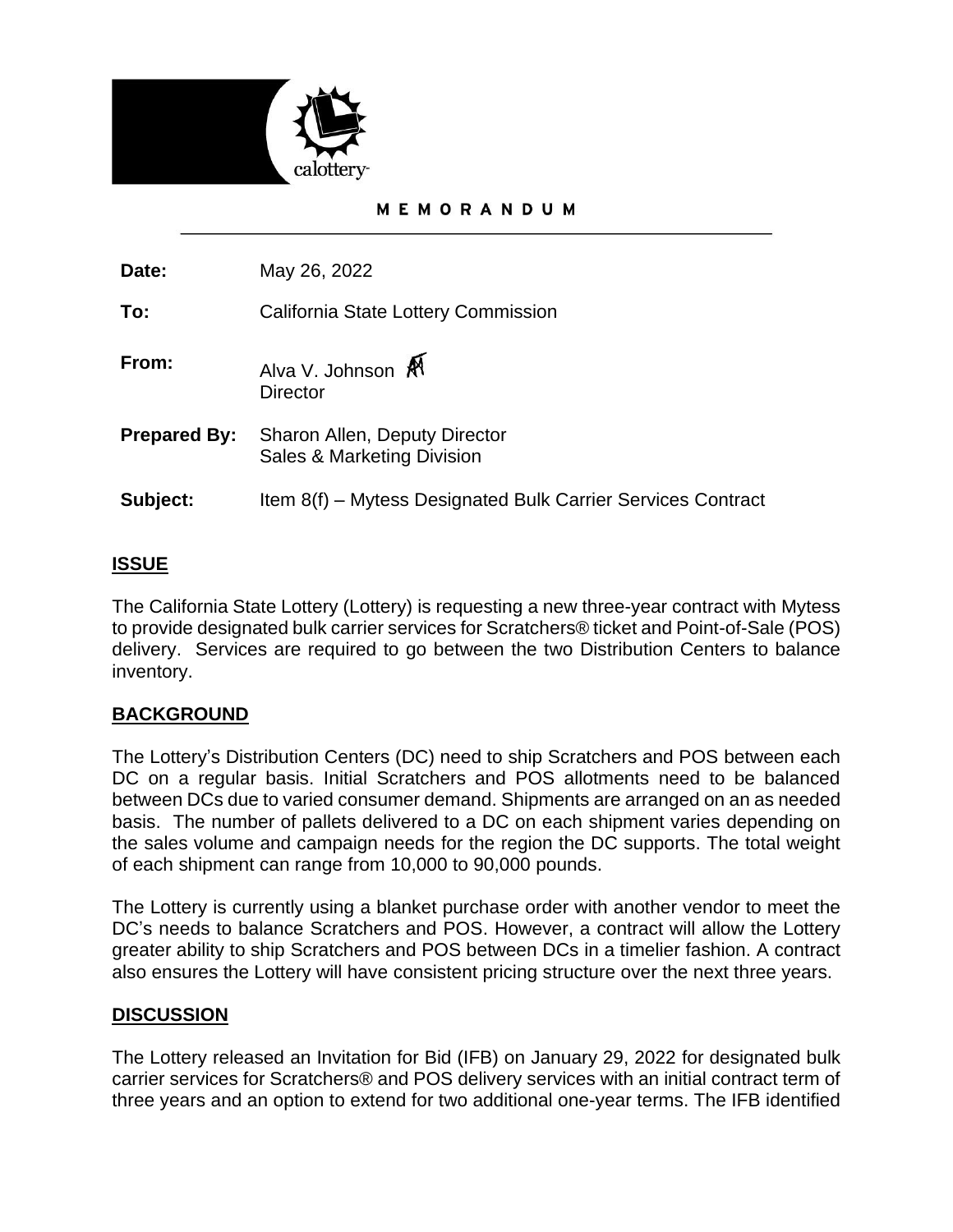calottery

MEMORANDUM

| | |
|---|---|
| **Date:** | May 26, 2022 |
| **To:** | California State Lottery Commission |
| **From:** | Alva V. Johnson<br>Director |
| **Prepared By:** | Sharon Allen, Deputy Director<br>Sales & Marketing Division |
| **Subject:** | Item 8(f) – Mytess Designated Bulk Carrier Services Contract |

## ISSUE

The California State Lottery (Lottery) is requesting a new three-year contract with Mytess to provide designated bulk carrier services for Scratchers® ticket and Point-of-Sale (POS) delivery. Services are required to go between the two Distribution Centers to balance inventory.

## BACKGROUND

The Lottery's Distribution Centers (DC) need to ship Scratchers and POS between each DC on a regular basis. Initial Scratchers and POS allotments need to be balanced between DCs due to varied consumer demand. Shipments are arranged on an as needed basis. The number of pallets delivered to a DC on each shipment varies depending on the sales volume and campaign needs for the region the DC supports. The total weight of each shipment can range from 10,000 to 90,000 pounds.

The Lottery is currently using a blanket purchase order with another vendor to meet the DC's needs to balance Scratchers and POS. However, a contract will allow the Lottery greater ability to ship Scratchers and POS between DCs in a timelier fashion. A contract also ensures the Lottery will have consistent pricing structure over the next three years.

## DISCUSSION

The Lottery released an Invitation for Bid (IFB) on January 29, 2022 for designated bulk carrier services for Scratchers® and POS delivery services with an initial contract term of three years and an option to extend for two additional one-year terms. The IFB identified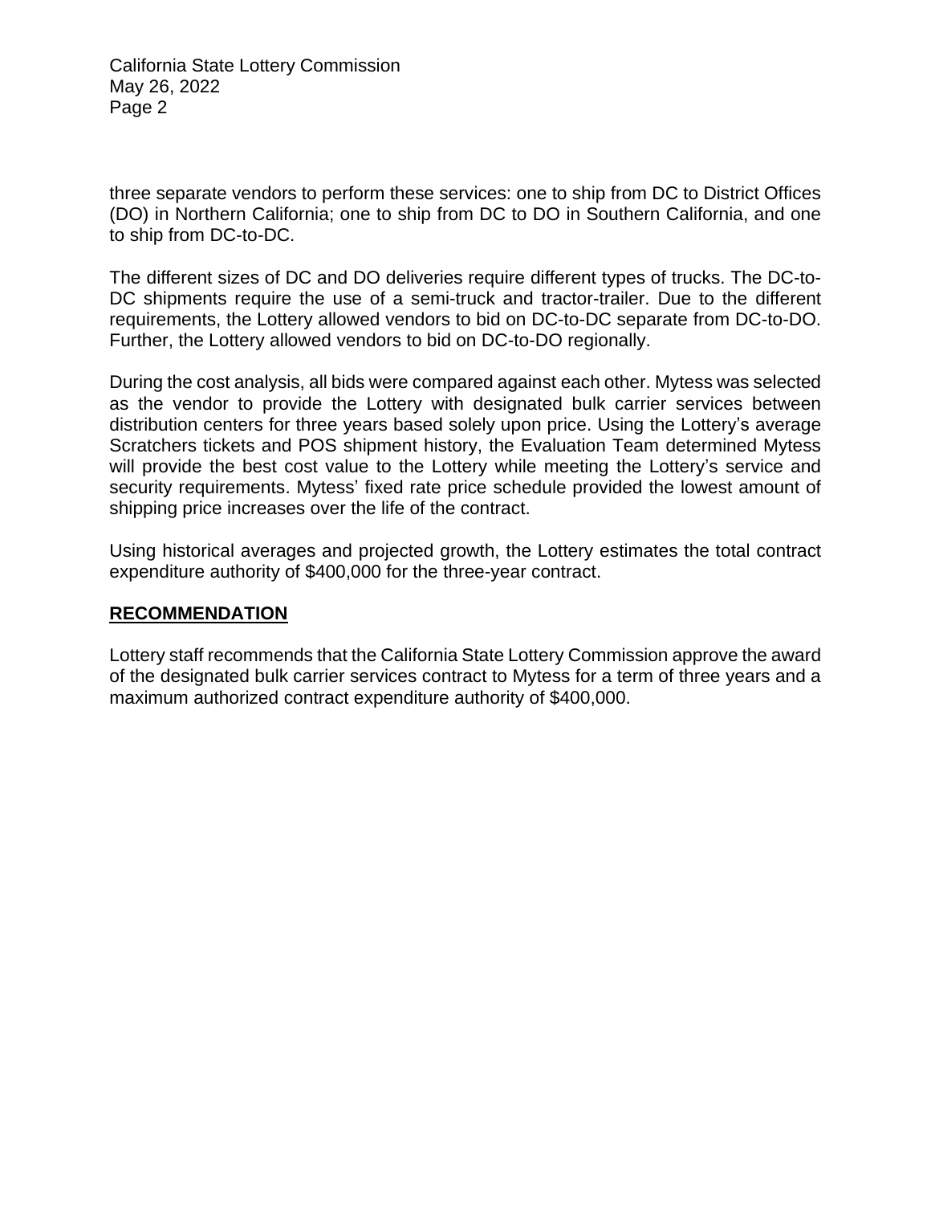three separate vendors to perform these services: one to ship from DC to District Offices (DO) in Northern California; one to ship from DC to DO in Southern California, and one to ship from DC-to-DC.

The different sizes of DC and DO deliveries require different types of trucks. The DC-to-DC shipments require the use of a semi-truck and tractor-trailer. Due to the different requirements, the Lottery allowed vendors to bid on DC-to-DC separate from DC-to-DO. Further, the Lottery allowed vendors to bid on DC-to-DO regionally.

During the cost analysis, all bids were compared against each other. Mytess was selected as the vendor to provide the Lottery with designated bulk carrier services between distribution centers for three years based solely upon price. Using the Lottery's average Scratchers tickets and POS shipment history, the Evaluation Team determined Mytess will provide the best cost value to the Lottery while meeting the Lottery's service and security requirements. Mytess' fixed rate price schedule provided the lowest amount of shipping price increases over the life of the contract.

Using historical averages and projected growth, the Lottery estimates the total contract expenditure authority of $400,000 for the three-year contract.

## RECOMMENDATION

Lottery staff recommends that the California State Lottery Commission approve the award of the designated bulk carrier services contract to Mytess for a term of three years and a maximum authorized contract expenditure authority of $400,000.